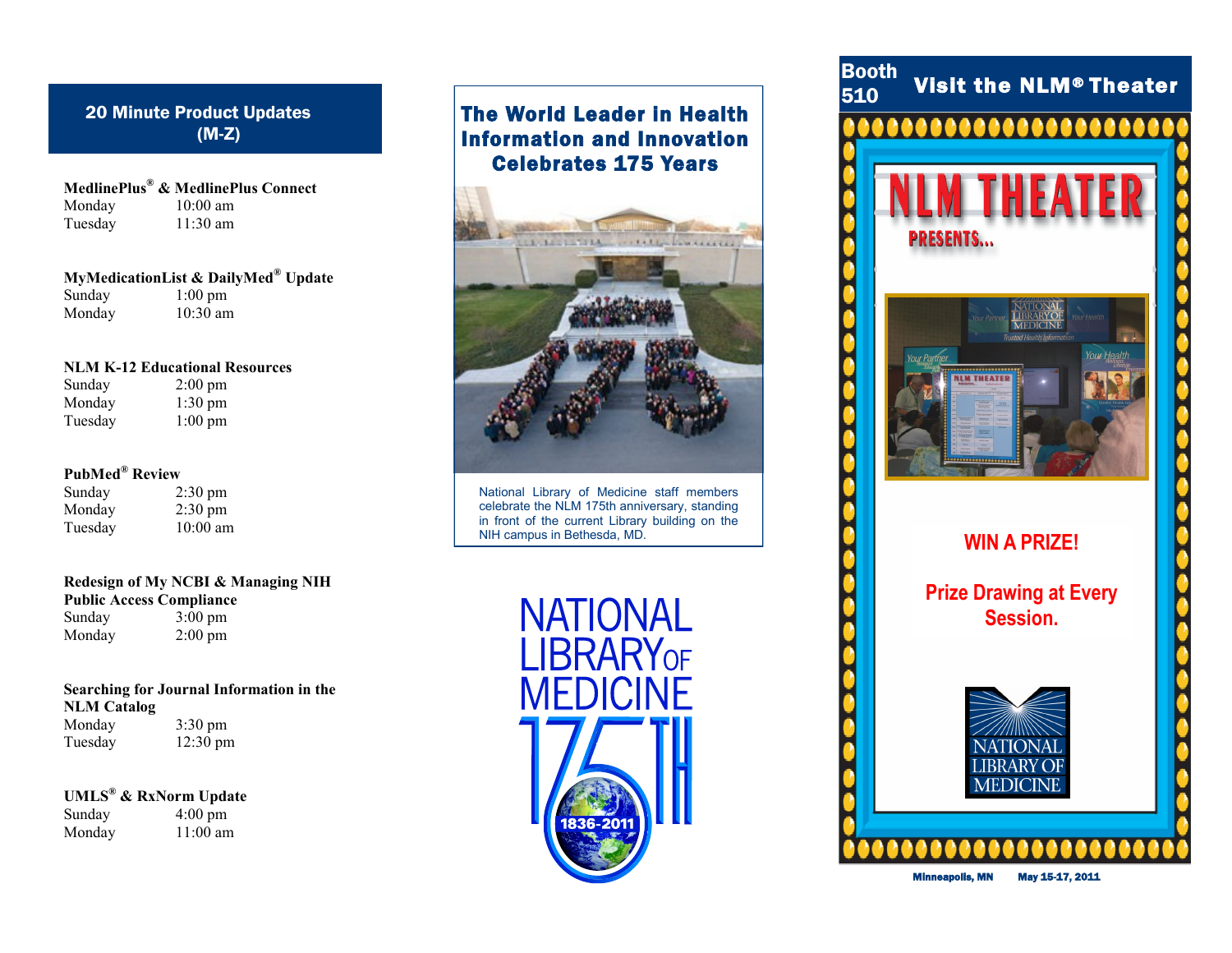## 20 Minute Product Updates (M-Z)

**MedlinePlus® & MedlinePlus Connect**

| | |
|---|---|
| Monday | 10:00 am |
| Tuesday | 11:30 am |

**MyMedicationList & DailyMed® Update**

| | |
|---|---|
| Sunday | 1:00 pm |
| Monday | 10:30 am |

**NLM K-12 Educational Resources**

| | |
|---|---|
| Sunday | 2:00 pm |
| Monday | 1:30 pm |
| Tuesday | 1:00 pm |

**PubMed® Review**

| | |
|---|---|
| Sunday | 2:30 pm |
| Monday | 2:30 pm |
| Tuesday | 10:00 am |

**Redesign of My NCBI & Managing NIH Public Access Compliance**

| | |
|---|---|
| Sunday | 3:00 pm |
| Monday | 2:00 pm |

**Searching for Journal Information in the NLM Catalog**

| | |
|---|---|
| Monday | 3:30 pm |
| Tuesday | 12:30 pm |

**UMLS® & RxNorm Update**

| | |
|---|---|
| Sunday | 4:00 pm |
| Monday | 11:00 am |

## The World Leader in Health Information and Innovation Celebrates 175 Years

National Library of Medicine staff members celebrate the NLM 175th anniversary, standing in front of the current Library building on the NIH campus in Bethesda, MD.

NATIONAL LIBRARY OF MEDICINE 175TH 1836-2011

## Booth 510 Visit the NLM® Theater

NLM THEATER PRESENTS...

**WIN A PRIZE!**

**Prize Drawing at Every Session.**

NATIONAL LIBRARY OF MEDICINE

Minneapolis, MN May 15-17, 2011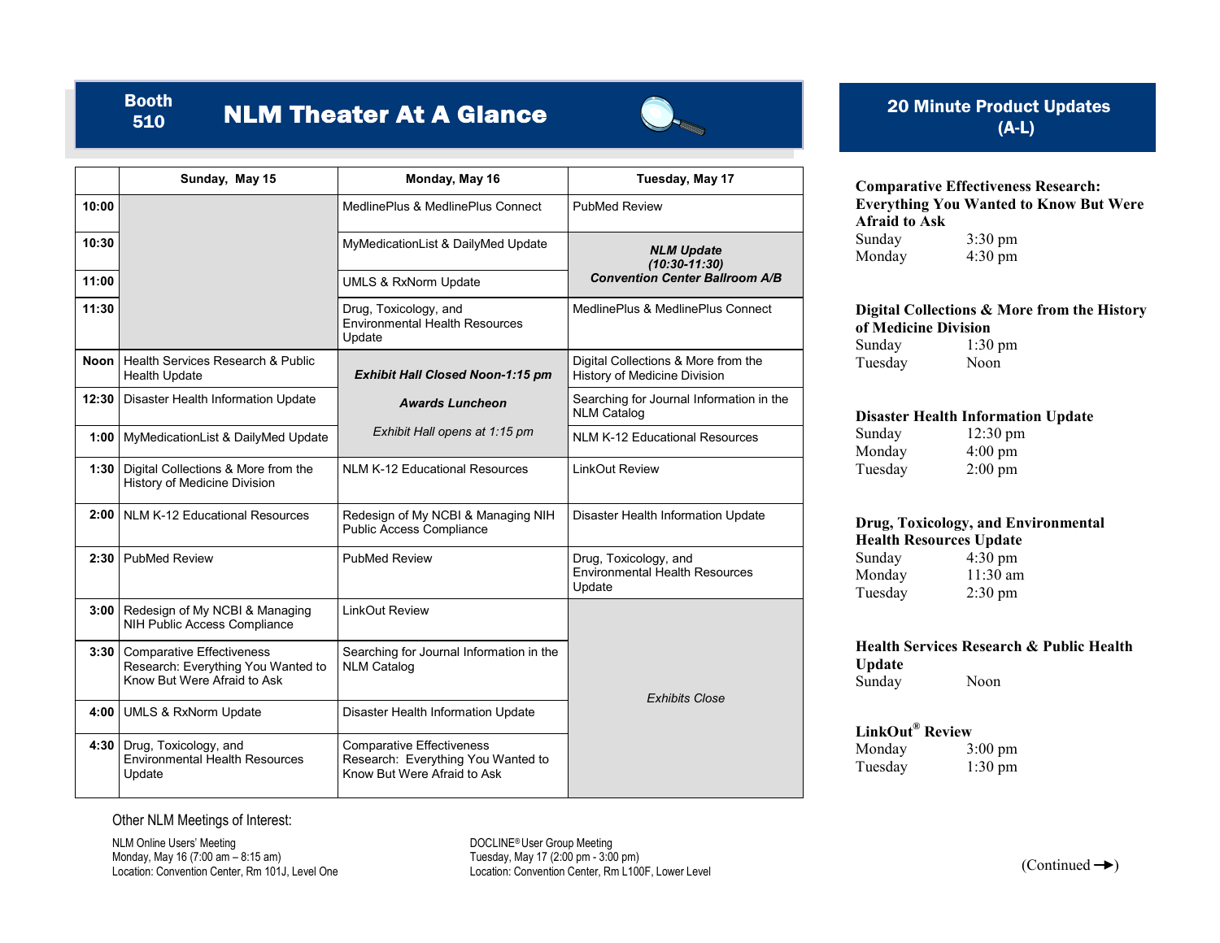# Booth 510 — NLM Theater At A Glance

| | Sunday, May 15 | Monday, May 16 | Tuesday, May 17 |
|---|---|---|---|
| 10:00 | | MedlinePlus & MedlinePlus Connect | PubMed Review |
| 10:30 | | MyMedicationList & DailyMed Update | ***NLM Update (10:30-11:30) Convention Center Ballroom A/B*** |
| 11:00 | | UMLS & RxNorm Update | |
| 11:30 | | Drug, Toxicology, and Environmental Health Resources Update | MedlinePlus & MedlinePlus Connect |
| Noon | Health Services Research & Public Health Update | ***Exhibit Hall Closed Noon-1:15 pm*** | Digital Collections & More from the History of Medicine Division |
| 12:30 | Disaster Health Information Update | ***Awards Luncheon*** | Searching for Journal Information in the NLM Catalog |
| 1:00 | MyMedicationList & DailyMed Update | *Exhibit Hall opens at 1:15 pm* | NLM K-12 Educational Resources |
| 1:30 | Digital Collections & More from the History of Medicine Division | NLM K-12 Educational Resources | LinkOut Review |
| 2:00 | NLM K-12 Educational Resources | Redesign of My NCBI & Managing NIH Public Access Compliance | Disaster Health Information Update |
| 2:30 | PubMed Review | PubMed Review | Drug, Toxicology, and Environmental Health Resources Update |
| 3:00 | Redesign of My NCBI & Managing NIH Public Access Compliance | LinkOut Review | *Exhibits Close* |
| 3:30 | Comparative Effectiveness Research: Everything You Wanted to Know But Were Afraid to Ask | Searching for Journal Information in the NLM Catalog | |
| 4:00 | UMLS & RxNorm Update | Disaster Health Information Update | |
| 4:30 | Drug, Toxicology, and Environmental Health Resources Update | Comparative Effectiveness Research: Everything You Wanted to Know But Were Afraid to Ask | |

Other NLM Meetings of Interest:

NLM Online Users' Meeting
Monday, May 16 (7:00 am – 8:15 am)
Location: Convention Center, Rm 101J, Level One

DOCLINE® User Group Meeting
Tuesday, May 17 (2:00 pm - 3:00 pm)
Location: Convention Center, Rm L100F, Lower Level

## 20 Minute Product Updates (A-L)

**Comparative Effectiveness Research: Everything You Wanted to Know But Were Afraid to Ask**
Sunday 3:30 pm
Monday 4:30 pm

**Digital Collections & More from the History of Medicine Division**
Sunday 1:30 pm
Tuesday Noon

**Disaster Health Information Update**
Sunday 12:30 pm
Monday 4:00 pm
Tuesday 2:00 pm

**Drug, Toxicology, and Environmental Health Resources Update**
Sunday 4:30 pm
Monday 11:30 am
Tuesday 2:30 pm

**Health Services Research & Public Health Update**
Sunday Noon

**LinkOut® Review**
Monday 3:00 pm
Tuesday 1:30 pm

(Continued →)